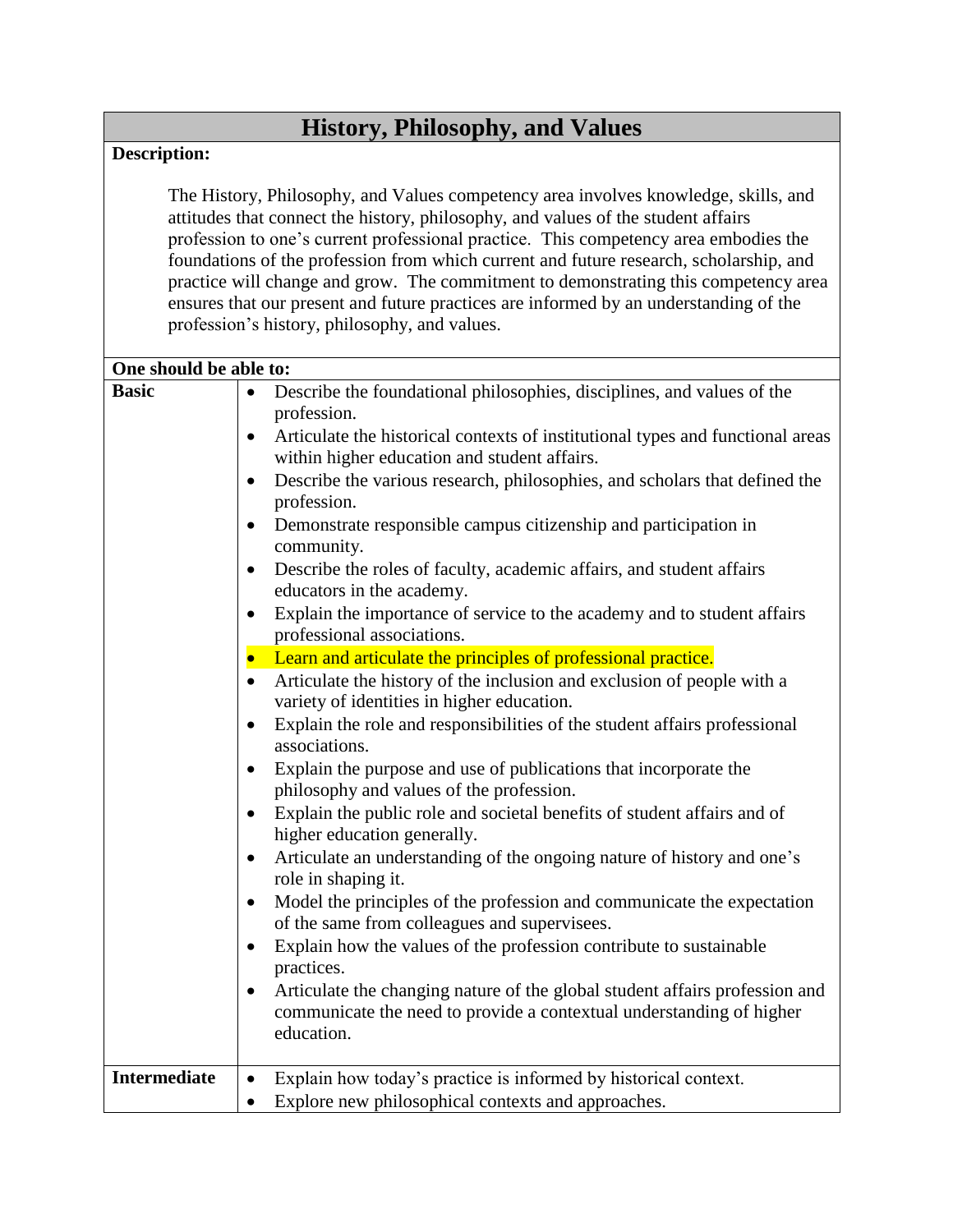| History, Philosophy, and Values | |
|---|---|
| **Description:**<br><br>The History, Philosophy, and Values competency area involves knowledge, skills, and attitudes that connect the history, philosophy, and values of the student affairs profession to one's current professional practice. This competency area embodies the foundations of the profession from which current and future research, scholarship, and practice will change and grow. The commitment to demonstrating this competency area ensures that our present and future practices are informed by an understanding of the profession's history, philosophy, and values. | |
| **One should be able to:** | |
| **Basic** | • Describe the foundational philosophies, disciplines, and values of the profession.<br>• Articulate the historical contexts of institutional types and functional areas within higher education and student affairs.<br>• Describe the various research, philosophies, and scholars that defined the profession.<br>• Demonstrate responsible campus citizenship and participation in community.<br>• Describe the roles of faculty, academic affairs, and student affairs educators in the academy.<br>• Explain the importance of service to the academy and to student affairs professional associations.<br>• Learn and articulate the principles of professional practice.<br>• Articulate the history of the inclusion and exclusion of people with a variety of identities in higher education.<br>• Explain the role and responsibilities of the student affairs professional associations.<br>• Explain the purpose and use of publications that incorporate the philosophy and values of the profession.<br>• Explain the public role and societal benefits of student affairs and of higher education generally.<br>• Articulate an understanding of the ongoing nature of history and one's role in shaping it.<br>• Model the principles of the profession and communicate the expectation of the same from colleagues and supervisees.<br>• Explain how the values of the profession contribute to sustainable practices.<br>• Articulate the changing nature of the global student affairs profession and communicate the need to provide a contextual understanding of higher education. |
| **Intermediate** | • Explain how today's practice is informed by historical context.<br>• Explore new philosophical contexts and approaches. |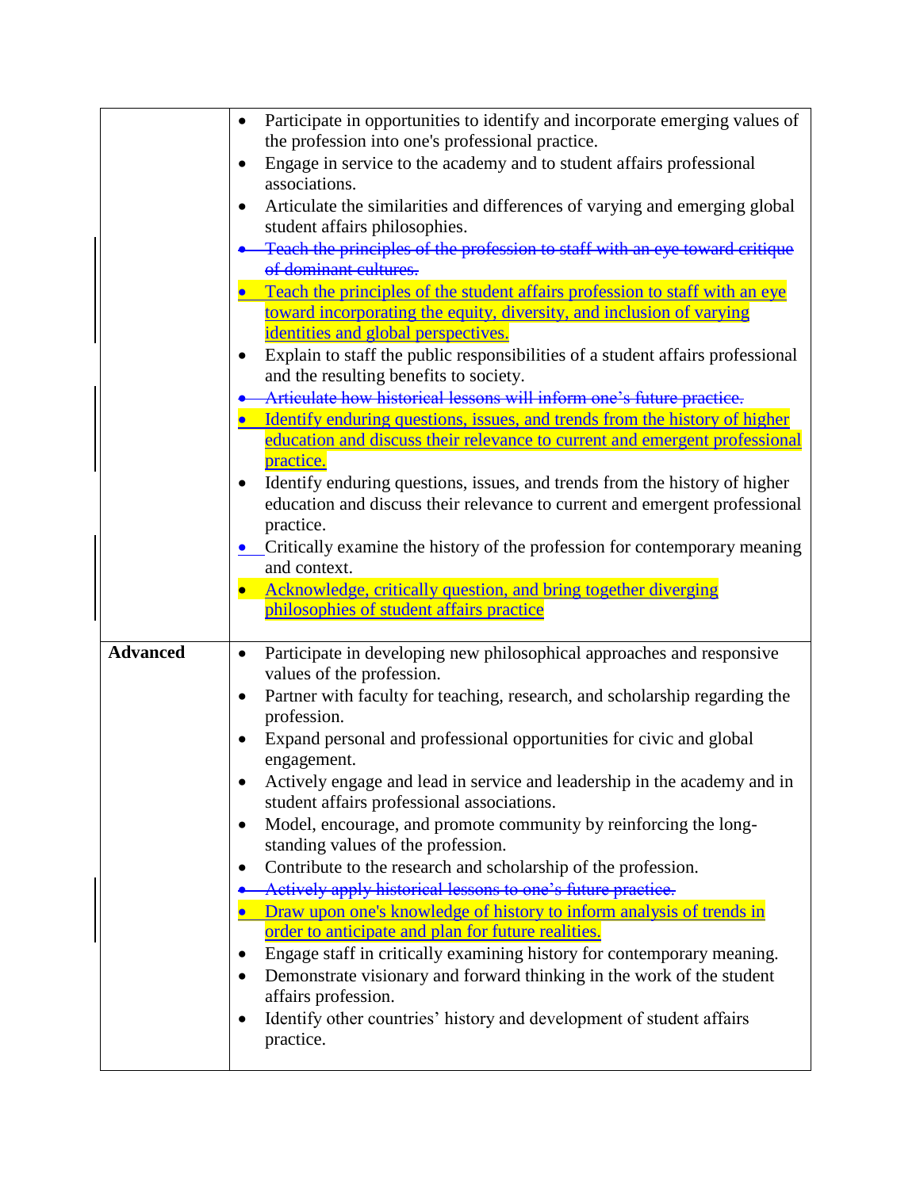| | |
|---|---|
| | • Participate in opportunities to identify and incorporate emerging values of the profession into one's professional practice.<br>• Engage in service to the academy and to student affairs professional associations.<br>• Articulate the similarities and differences of varying and emerging global student affairs philosophies.<br>• ~~Teach the principles of the profession to staff with an eye toward critique of dominant cultures.~~<br>• Teach the principles of the student affairs profession to staff with an eye toward incorporating the equity, diversity, and inclusion of varying identities and global perspectives.<br>• Explain to staff the public responsibilities of a student affairs professional and the resulting benefits to society.<br>• ~~Articulate how historical lessons will inform one's future practice.~~<br>• Identify enduring questions, issues, and trends from the history of higher education and discuss their relevance to current and emergent professional practice.<br>• Identify enduring questions, issues, and trends from the history of higher education and discuss their relevance to current and emergent professional practice.<br>• Critically examine the history of the profession for contemporary meaning and context.<br>• Acknowledge, critically question, and bring together diverging philosophies of student affairs practice |
| **Advanced** | • Participate in developing new philosophical approaches and responsive values of the profession.<br>• Partner with faculty for teaching, research, and scholarship regarding the profession.<br>• Expand personal and professional opportunities for civic and global engagement.<br>• Actively engage and lead in service and leadership in the academy and in student affairs professional associations.<br>• Model, encourage, and promote community by reinforcing the long-standing values of the profession.<br>• Contribute to the research and scholarship of the profession.<br>• ~~Actively apply historical lessons to one's future practice.~~<br>• Draw upon one's knowledge of history to inform analysis of trends in order to anticipate and plan for future realities.<br>• Engage staff in critically examining history for contemporary meaning.<br>• Demonstrate visionary and forward thinking in the work of the student affairs profession.<br>• Identify other countries' history and development of student affairs practice. |